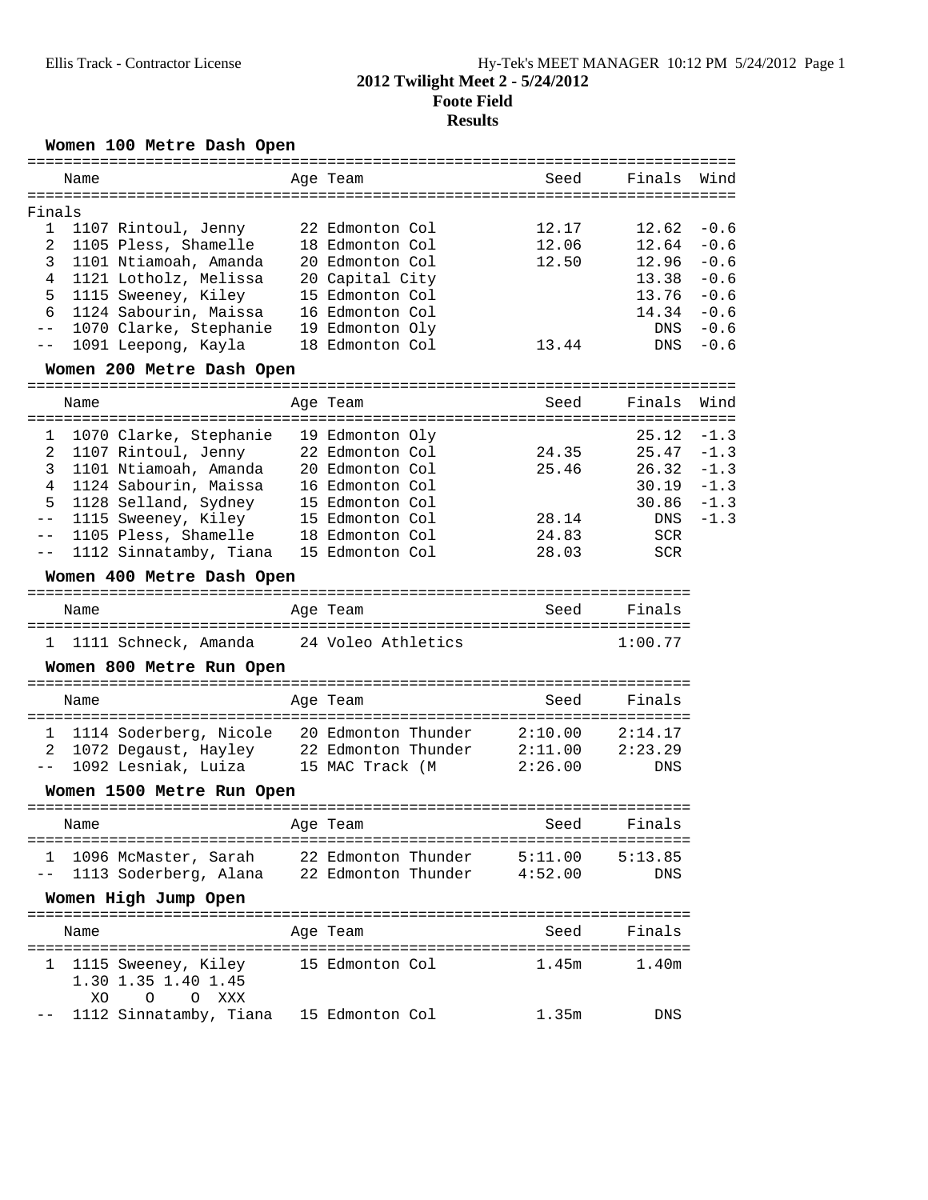# 2012 Twilight Meet 2 - 5/24/2012

## Foote Field

## Results

### Women 100 Metre Dash Open

Finals

| Place | Name | Age | Team | Seed | Finals | Wind |
|---|---|---|---|---|---|---|
| 1 | 1107 Rintoul, Jenny | 22 | Edmonton Col | 12.17 | 12.62 | -0.6 |
| 2 | 1105 Pless, Shamelle | 18 | Edmonton Col | 12.06 | 12.64 | -0.6 |
| 3 | 1101 Ntiamoah, Amanda | 20 | Edmonton Col | 12.50 | 12.96 | -0.6 |
| 4 | 1121 Lotholz, Melissa | 20 | Capital City | | 13.38 | -0.6 |
| 5 | 1115 Sweeney, Kiley | 15 | Edmonton Col | | 13.76 | -0.6 |
| 6 | 1124 Sabourin, Maissa | 16 | Edmonton Col | | 14.34 | -0.6 |
| -- | 1070 Clarke, Stephanie | 19 | Edmonton Oly | | DNS | -0.6 |
| -- | 1091 Leepong, Kayla | 18 | Edmonton Col | 13.44 | DNS | -0.6 |

### Women 200 Metre Dash Open

| Place | Name | Age | Team | Seed | Finals | Wind |
|---|---|---|---|---|---|---|
| 1 | 1070 Clarke, Stephanie | 19 | Edmonton Oly | | 25.12 | -1.3 |
| 2 | 1107 Rintoul, Jenny | 22 | Edmonton Col | 24.35 | 25.47 | -1.3 |
| 3 | 1101 Ntiamoah, Amanda | 20 | Edmonton Col | 25.46 | 26.32 | -1.3 |
| 4 | 1124 Sabourin, Maissa | 16 | Edmonton Col | | 30.19 | -1.3 |
| 5 | 1128 Selland, Sydney | 15 | Edmonton Col | | 30.86 | -1.3 |
| -- | 1115 Sweeney, Kiley | 15 | Edmonton Col | 28.14 | DNS | -1.3 |
| -- | 1105 Pless, Shamelle | 18 | Edmonton Col | 24.83 | SCR | |
| -- | 1112 Sinnatamby, Tiana | 15 | Edmonton Col | 28.03 | SCR | |

### Women 400 Metre Dash Open

| Place | Name | Age | Team | Seed | Finals |
|---|---|---|---|---|---|
| 1 | 1111 Schneck, Amanda | 24 | Voleo Athletics | | 1:00.77 |

### Women 800 Metre Run Open

| Place | Name | Age | Team | Seed | Finals |
|---|---|---|---|---|---|
| 1 | 1114 Soderberg, Nicole | 20 | Edmonton Thunder | 2:10.00 | 2:14.17 |
| 2 | 1072 Degaust, Hayley | 22 | Edmonton Thunder | 2:11.00 | 2:23.29 |
| -- | 1092 Lesniak, Luiza | 15 | MAC Track (M | 2:26.00 | DNS |

### Women 1500 Metre Run Open

| Place | Name | Age | Team | Seed | Finals |
|---|---|---|---|---|---|
| 1 | 1096 McMaster, Sarah | 22 | Edmonton Thunder | 5:11.00 | 5:13.85 |
| -- | 1113 Soderberg, Alana | 22 | Edmonton Thunder | 4:52.00 | DNS |

### Women High Jump Open

| Place | Name | Age | Team | Seed | Finals |
|---|---|---|---|---|---|
| 1 | 1115 Sweeney, Kiley | 15 | Edmonton Col | 1.45m | 1.40m |
| | 1.30 1.35 1.40 1.45 | | | | |
| | XO O O XXX | | | | |
| -- | 1112 Sinnatamby, Tiana | 15 | Edmonton Col | 1.35m | DNS |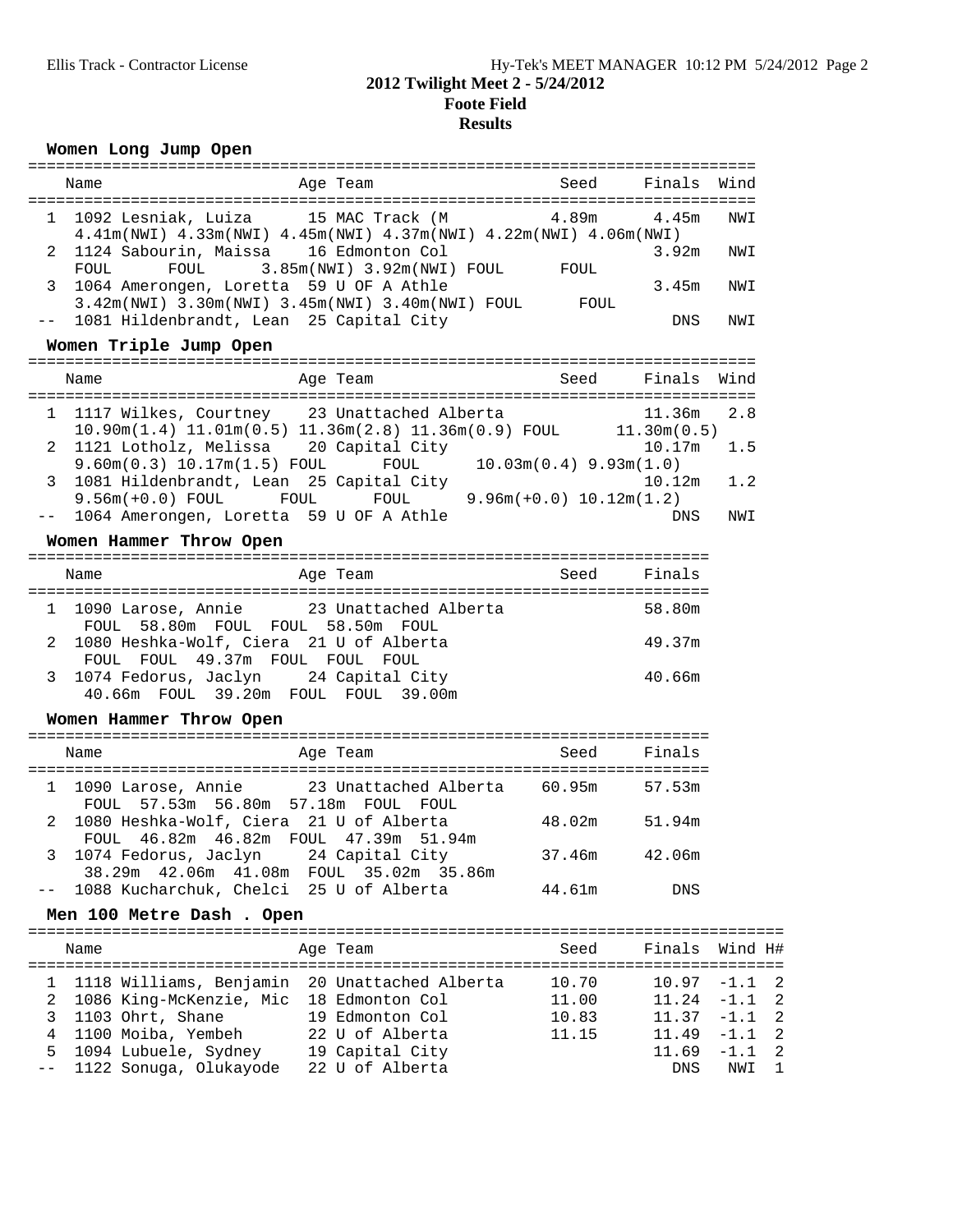## 2012 Twilight Meet 2 - 5/24/2012
### Foote Field
### Results

**Women Long Jump Open**

| | Name | Age | Team | Seed | Finals | Wind |
|---|---|---|---|---|---|---|
| 1 | 1092 Lesniak, Luiza | 15 | MAC Track (M | 4.89m | 4.45m | NWI |
| | 4.41m(NWI) 4.33m(NWI) 4.45m(NWI) 4.37m(NWI) 4.22m(NWI) 4.06m(NWI) | | | | | |
| 2 | 1124 Sabourin, Maissa | 16 | Edmonton Col | | 3.92m | NWI |
| | FOUL FOUL 3.85m(NWI) 3.92m(NWI) FOUL FOUL | | | | | |
| 3 | 1064 Amerongen, Loretta | 59 | U OF A Athle | | 3.45m | NWI |
| | 3.42m(NWI) 3.30m(NWI) 3.45m(NWI) 3.40m(NWI) FOUL FOUL | | | | | |
| -- | 1081 Hildenbrandt, Lean | 25 | Capital City | | DNS | NWI |

**Women Triple Jump Open**

| | Name | Age | Team | Seed | Finals | Wind |
|---|---|---|---|---|---|---|
| 1 | 1117 Wilkes, Courtney | 23 | Unattached Alberta | | 11.36m | 2.8 |
| | 10.90m(1.4) 11.01m(0.5) 11.36m(2.8) 11.36m(0.9) FOUL 11.30m(0.5) | | | | | |
| 2 | 1121 Lotholz, Melissa | 20 | Capital City | | 10.17m | 1.5 |
| | 9.60m(0.3) 10.17m(1.5) FOUL FOUL 10.03m(0.4) 9.93m(1.0) | | | | | |
| 3 | 1081 Hildenbrandt, Lean | 25 | Capital City | | 10.12m | 1.2 |
| | 9.56m(+0.0) FOUL FOUL FOUL 9.96m(+0.0) 10.12m(1.2) | | | | | |
| -- | 1064 Amerongen, Loretta | 59 | U OF A Athle | | DNS | NWI |

**Women Hammer Throw Open**

| | Name | Age | Team | Seed | Finals |
|---|---|---|---|---|---|
| 1 | 1090 Larose, Annie | 23 | Unattached Alberta | | 58.80m |
| | FOUL 58.80m FOUL FOUL 58.50m FOUL | | | | |
| 2 | 1080 Heshka-Wolf, Ciera | 21 | U of Alberta | | 49.37m |
| | FOUL FOUL 49.37m FOUL FOUL FOUL | | | | |
| 3 | 1074 Fedorus, Jaclyn | 24 | Capital City | | 40.66m |
| | 40.66m FOUL 39.20m FOUL FOUL 39.00m | | | | |

**Women Hammer Throw Open**

| | Name | Age | Team | Seed | Finals |
|---|---|---|---|---|---|
| 1 | 1090 Larose, Annie | 23 | Unattached Alberta | 60.95m | 57.53m |
| | FOUL 57.53m 56.80m 57.18m FOUL FOUL | | | | |
| 2 | 1080 Heshka-Wolf, Ciera | 21 | U of Alberta | 48.02m | 51.94m |
| | FOUL 46.82m 46.82m FOUL 47.39m 51.94m | | | | |
| 3 | 1074 Fedorus, Jaclyn | 24 | Capital City | 37.46m | 42.06m |
| | 38.29m 42.06m 41.08m FOUL 35.02m 35.86m | | | | |
| -- | 1088 Kucharchuk, Chelci | 25 | U of Alberta | 44.61m | DNS |

**Men 100 Metre Dash . Open**

| | Name | Age | Team | Seed | Finals | Wind | H# |
|---|---|---|---|---|---|---|---|
| 1 | 1118 Williams, Benjamin | 20 | Unattached Alberta | 10.70 | 10.97 | -1.1 | 2 |
| 2 | 1086 King-McKenzie, Mic | 18 | Edmonton Col | 11.00 | 11.24 | -1.1 | 2 |
| 3 | 1103 Ohrt, Shane | 19 | Edmonton Col | 10.83 | 11.37 | -1.1 | 2 |
| 4 | 1100 Moiba, Yembeh | 22 | U of Alberta | 11.15 | 11.49 | -1.1 | 2 |
| 5 | 1094 Lubuele, Sydney | 19 | Capital City | | 11.69 | -1.1 | 2 |
| -- | 1122 Sonuga, Olukayode | 22 | U of Alberta | | DNS | NWI | 1 |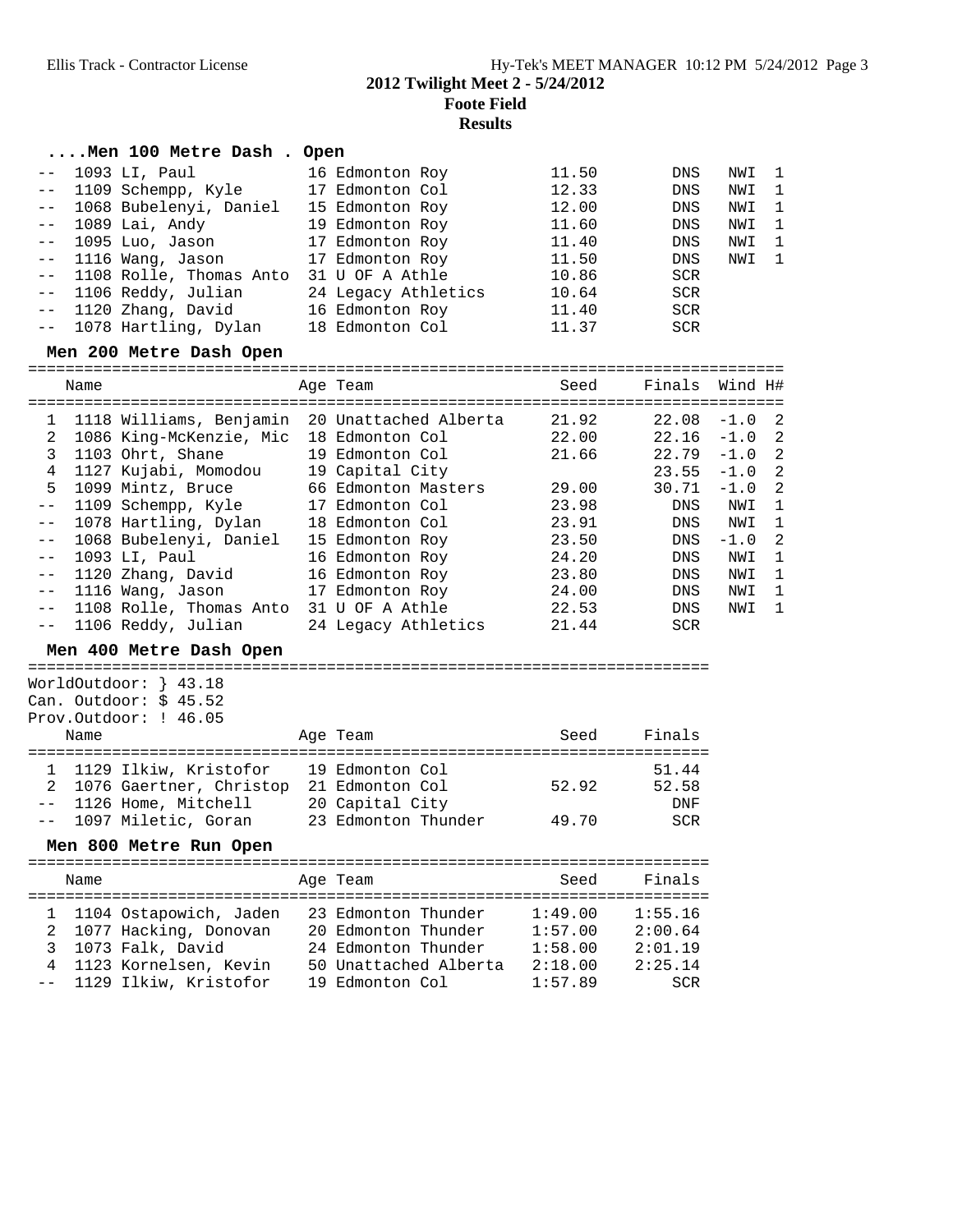## 2012 Twilight Meet 2 - 5/24/2012
### Foote Field
### Results

#### ....Men 100 Metre Dash . Open

| Place | Name | Age | Team | Seed | Finals | Wind | H# |
|---|---|---|---|---|---|---|---|
| -- | 1093 LI, Paul | 16 | Edmonton Roy | 11.50 | DNS | NWI | 1 |
| -- | 1109 Schempp, Kyle | 17 | Edmonton Col | 12.33 | DNS | NWI | 1 |
| -- | 1068 Bubelenyi, Daniel | 15 | Edmonton Roy | 12.00 | DNS | NWI | 1 |
| -- | 1089 Lai, Andy | 19 | Edmonton Roy | 11.60 | DNS | NWI | 1 |
| -- | 1095 Luo, Jason | 17 | Edmonton Roy | 11.40 | DNS | NWI | 1 |
| -- | 1116 Wang, Jason | 17 | Edmonton Roy | 11.50 | DNS | NWI | 1 |
| -- | 1108 Rolle, Thomas Anto | 31 | U OF A Athle | 10.86 | SCR | | |
| -- | 1106 Reddy, Julian | 24 | Legacy Athletics | 10.64 | SCR | | |
| -- | 1120 Zhang, David | 16 | Edmonton Roy | 11.40 | SCR | | |
| -- | 1078 Hartling, Dylan | 18 | Edmonton Col | 11.37 | SCR | | |

#### Men 200 Metre Dash Open

| Place | Name | Age | Team | Seed | Finals | Wind | H# |
|---|---|---|---|---|---|---|---|
| 1 | 1118 Williams, Benjamin | 20 | Unattached Alberta | 21.92 | 22.08 | -1.0 | 2 |
| 2 | 1086 King-McKenzie, Mic | 18 | Edmonton Col | 22.00 | 22.16 | -1.0 | 2 |
| 3 | 1103 Ohrt, Shane | 19 | Edmonton Col | 21.66 | 22.79 | -1.0 | 2 |
| 4 | 1127 Kujabi, Momodou | 19 | Capital City | | 23.55 | -1.0 | 2 |
| 5 | 1099 Mintz, Bruce | 66 | Edmonton Masters | 29.00 | 30.71 | -1.0 | 2 |
| -- | 1109 Schempp, Kyle | 17 | Edmonton Col | 23.98 | DNS | NWI | 1 |
| -- | 1078 Hartling, Dylan | 18 | Edmonton Col | 23.91 | DNS | NWI | 1 |
| -- | 1068 Bubelenyi, Daniel | 15 | Edmonton Roy | 23.50 | DNS | -1.0 | 2 |
| -- | 1093 LI, Paul | 16 | Edmonton Roy | 24.20 | DNS | NWI | 1 |
| -- | 1120 Zhang, David | 16 | Edmonton Roy | 23.80 | DNS | NWI | 1 |
| -- | 1116 Wang, Jason | 17 | Edmonton Roy | 24.00 | DNS | NWI | 1 |
| -- | 1108 Rolle, Thomas Anto | 31 | U OF A Athle | 22.53 | DNS | NWI | 1 |
| -- | 1106 Reddy, Julian | 24 | Legacy Athletics | 21.44 | SCR | | |

#### Men 400 Metre Dash Open

WorldOutdoor: } 43.18
Can. Outdoor: $ 45.52
Prov.Outdoor: ! 46.05

| Place | Name | Age | Team | Seed | Finals |
|---|---|---|---|---|---|
| 1 | 1129 Ilkiw, Kristofor | 19 | Edmonton Col | | 51.44 |
| 2 | 1076 Gaertner, Christop | 21 | Edmonton Col | 52.92 | 52.58 |
| -- | 1126 Home, Mitchell | 20 | Capital City | | DNF |
| -- | 1097 Miletic, Goran | 23 | Edmonton Thunder | 49.70 | SCR |

#### Men 800 Metre Run Open

| Place | Name | Age | Team | Seed | Finals |
|---|---|---|---|---|---|
| 1 | 1104 Ostapowich, Jaden | 23 | Edmonton Thunder | 1:49.00 | 1:55.16 |
| 2 | 1077 Hacking, Donovan | 20 | Edmonton Thunder | 1:57.00 | 2:00.64 |
| 3 | 1073 Falk, David | 24 | Edmonton Thunder | 1:58.00 | 2:01.19 |
| 4 | 1123 Kornelsen, Kevin | 50 | Unattached Alberta | 2:18.00 | 2:25.14 |
| -- | 1129 Ilkiw, Kristofor | 19 | Edmonton Col | 1:57.89 | SCR |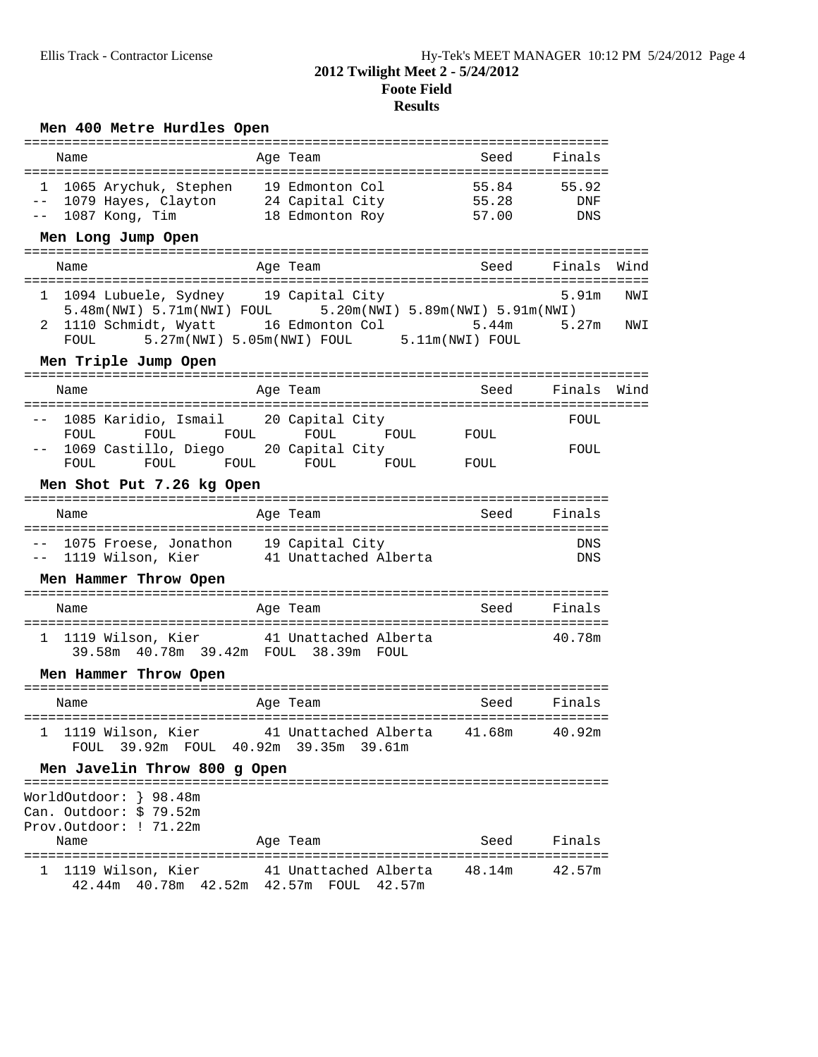# 2012 Twilight Meet 2 - 5/24/2012
## Foote Field
## Results

### Men 400 Metre Hurdles Open

| | Name | Age | Team | Seed | Finals |
|---|---|---|---|---|---|
| 1 | 1065 Arychuk, Stephen | 19 | Edmonton Col | 55.84 | 55.92 |
| -- | 1079 Hayes, Clayton | 24 | Capital City | 55.28 | DNF |
| -- | 1087 Kong, Tim | 18 | Edmonton Roy | 57.00 | DNS |

### Men Long Jump Open

| | Name | Age | Team | Seed | Finals | Wind |
|---|---|---|---|---|---|---|
| 1 | 1094 Lubuele, Sydney | 19 | Capital City | | 5.91m | NWI |
| | 5.48m(NWI) 5.71m(NWI) FOUL 5.20m(NWI) 5.89m(NWI) 5.91m(NWI) | | | | | |
| 2 | 1110 Schmidt, Wyatt | 16 | Edmonton Col | 5.44m | 5.27m | NWI |
| | FOUL 5.27m(NWI) 5.05m(NWI) FOUL 5.11m(NWI) FOUL | | | | | |

### Men Triple Jump Open

| | Name | Age | Team | Seed | Finals | Wind |
|---|---|---|---|---|---|---|
| -- | 1085 Karidio, Ismail | 20 | Capital City | | FOUL | |
| | FOUL FOUL FOUL FOUL FOUL FOUL | | | | | |
| -- | 1069 Castillo, Diego | 20 | Capital City | | FOUL | |
| | FOUL FOUL FOUL FOUL FOUL FOUL | | | | | |

### Men Shot Put 7.26 kg Open

| | Name | Age | Team | Seed | Finals |
|---|---|---|---|---|---|
| -- | 1075 Froese, Jonathon | 19 | Capital City | | DNS |
| -- | 1119 Wilson, Kier | 41 | Unattached Alberta | | DNS |

### Men Hammer Throw Open

| | Name | Age | Team | Seed | Finals |
|---|---|---|---|---|---|
| 1 | 1119 Wilson, Kier | 41 | Unattached Alberta | | 40.78m |
| | 39.58m 40.78m 39.42m FOUL 38.39m FOUL | | | | |

### Men Hammer Throw Open

| | Name | Age | Team | Seed | Finals |
|---|---|---|---|---|---|
| 1 | 1119 Wilson, Kier | 41 | Unattached Alberta | 41.68m | 40.92m |
| | FOUL 39.92m FOUL 40.92m 39.35m 39.61m | | | | |

### Men Javelin Throw 800 g Open

WorldOutdoor: } 98.48m
Can. Outdoor: $ 79.52m
Prov.Outdoor: ! 71.22m

| | Name | Age | Team | Seed | Finals |
|---|---|---|---|---|---|
| 1 | 1119 Wilson, Kier | 41 | Unattached Alberta | 48.14m | 42.57m |
| | 42.44m 40.78m 42.52m 42.57m FOUL 42.57m | | | | |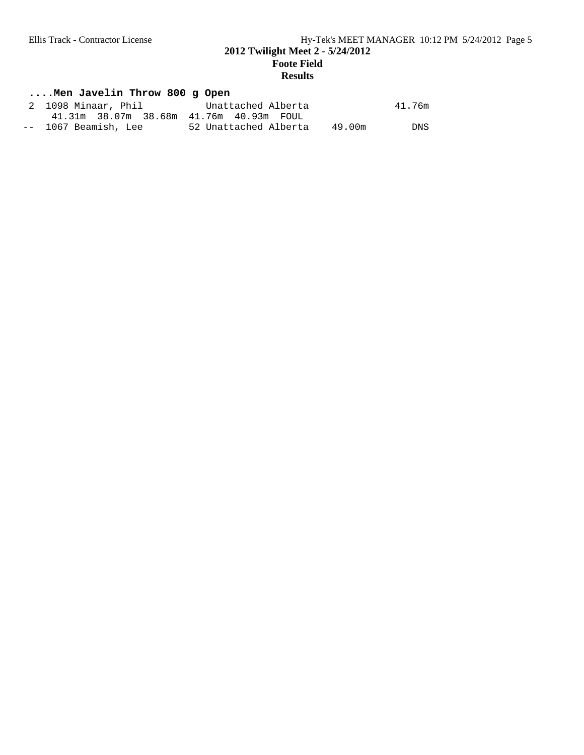## ....Men Javelin Throw 800 g Open

| | | | | | |
|---|---|---|---|---|---|
| 2 | 1098 Minaar, Phil | | Unattached Alberta | | 41.76m |
| | 41.31m 38.07m 38.68m 41.76m 40.93m FOUL | | | | |
| -- | 1067 Beamish, Lee | 52 | Unattached Alberta | 49.00m | DNS |